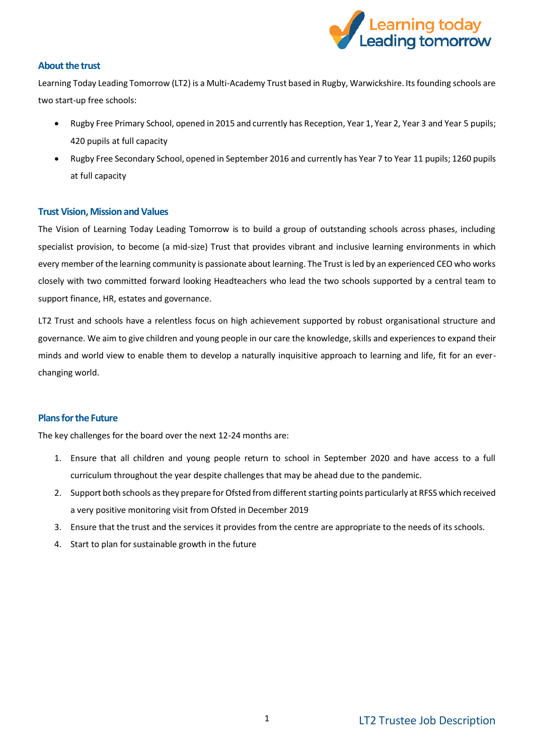## About the trust

Learning Today Leading Tomorrow (LT2) is a Multi-Academy Trust based in Rugby, Warwickshire. Its founding schools are two start-up free schools:

- Rugby Free Primary School, opened in 2015 and currently has Reception, Year 1, Year 2, Year 3 and Year 5 pupils; 420 pupils at full capacity
- Rugby Free Secondary School, opened in September 2016 and currently has Year 7 to Year 11 pupils; 1260 pupils at full capacity

## Trust Vision, Mission and Values

The Vision of Learning Today Leading Tomorrow is to build a group of outstanding schools across phases, including specialist provision, to become (a mid-size) Trust that provides vibrant and inclusive learning environments in which every member of the learning community is passionate about learning. The Trust is led by an experienced CEO who works closely with two committed forward looking Headteachers who lead the two schools supported by a central team to support finance, HR, estates and governance.

LT2 Trust and schools have a relentless focus on high achievement supported by robust organisational structure and governance. We aim to give children and young people in our care the knowledge, skills and experiences to expand their minds and world view to enable them to develop a naturally inquisitive approach to learning and life, fit for an ever-changing world.

## Plans for the Future

The key challenges for the board over the next 12-24 months are:

1. Ensure that all children and young people return to school in September 2020 and have access to a full curriculum throughout the year despite challenges that may be ahead due to the pandemic.
2. Support both schools as they prepare for Ofsted from different starting points particularly at RFSS which received a very positive monitoring visit from Ofsted in December 2019
3. Ensure that the trust and the services it provides from the centre are appropriate to the needs of its schools.
4. Start to plan for sustainable growth in the future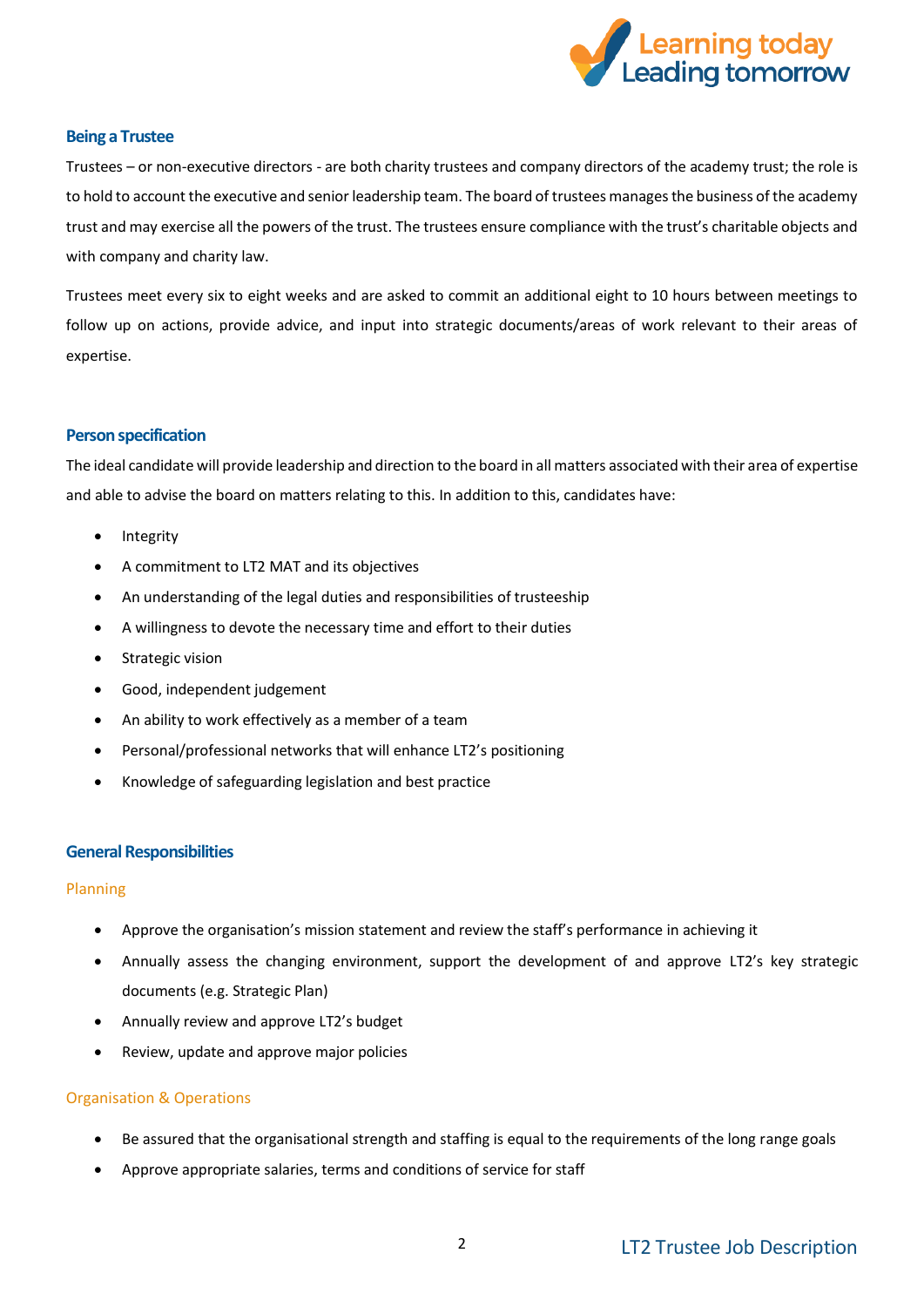## Being a Trustee

Trustees – or non-executive directors - are both charity trustees and company directors of the academy trust; the role is to hold to account the executive and senior leadership team. The board of trustees manages the business of the academy trust and may exercise all the powers of the trust. The trustees ensure compliance with the trust's charitable objects and with company and charity law.

Trustees meet every six to eight weeks and are asked to commit an additional eight to 10 hours between meetings to follow up on actions, provide advice, and input into strategic documents/areas of work relevant to their areas of expertise.

## Person specification

The ideal candidate will provide leadership and direction to the board in all matters associated with their area of expertise and able to advise the board on matters relating to this. In addition to this, candidates have:

- Integrity
- A commitment to LT2 MAT and its objectives
- An understanding of the legal duties and responsibilities of trusteeship
- A willingness to devote the necessary time and effort to their duties
- Strategic vision
- Good, independent judgement
- An ability to work effectively as a member of a team
- Personal/professional networks that will enhance LT2's positioning
- Knowledge of safeguarding legislation and best practice

## General Responsibilities

### Planning

- Approve the organisation's mission statement and review the staff's performance in achieving it
- Annually assess the changing environment, support the development of and approve LT2's key strategic documents (e.g. Strategic Plan)
- Annually review and approve LT2's budget
- Review, update and approve major policies

### Organisation & Operations

- Be assured that the organisational strength and staffing is equal to the requirements of the long range goals
- Approve appropriate salaries, terms and conditions of service for staff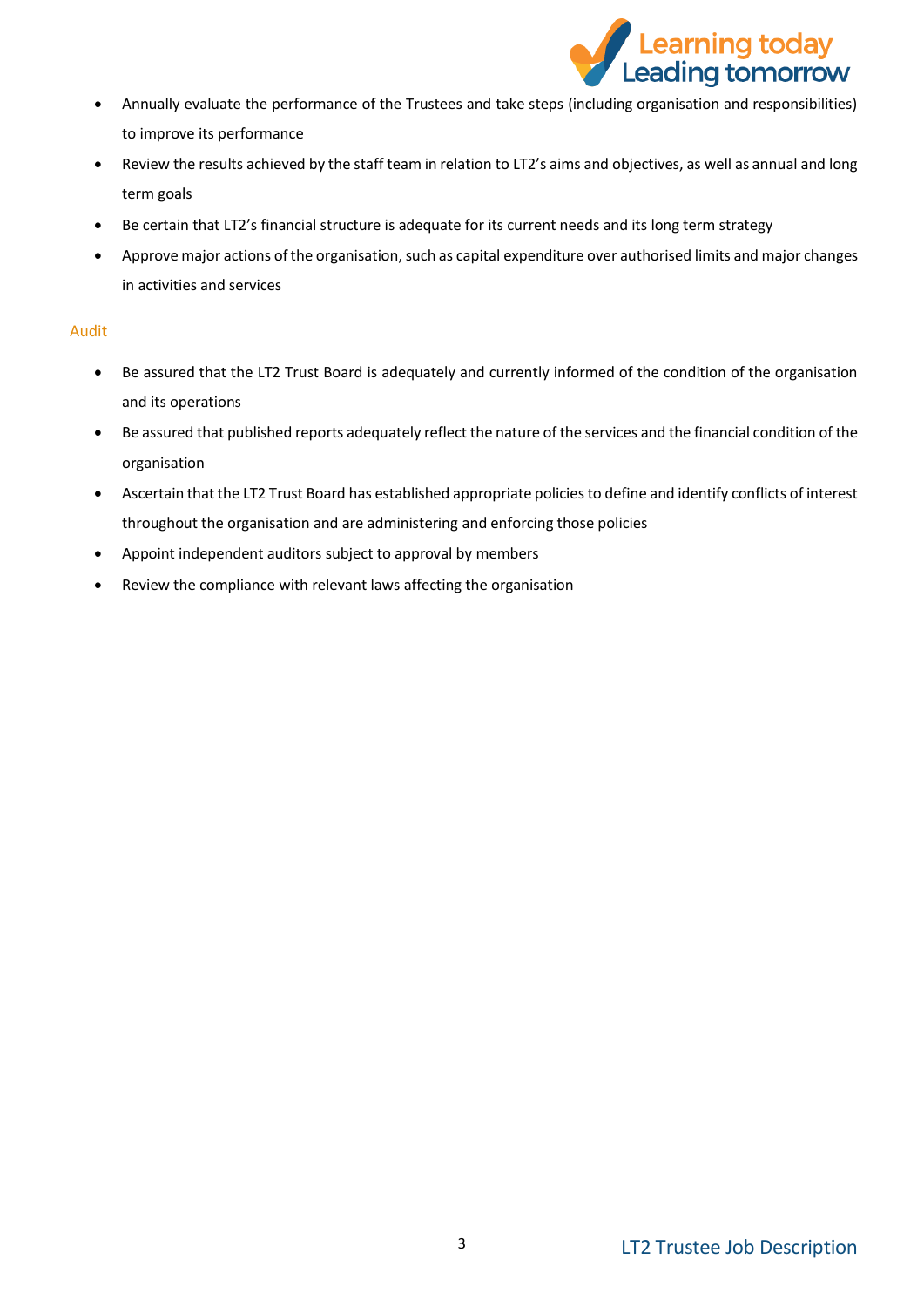- Annually evaluate the performance of the Trustees and take steps (including organisation and responsibilities) to improve its performance
- Review the results achieved by the staff team in relation to LT2's aims and objectives, as well as annual and long term goals
- Be certain that LT2's financial structure is adequate for its current needs and its long term strategy
- Approve major actions of the organisation, such as capital expenditure over authorised limits and major changes in activities and services

### Audit

- Be assured that the LT2 Trust Board is adequately and currently informed of the condition of the organisation and its operations
- Be assured that published reports adequately reflect the nature of the services and the financial condition of the organisation
- Ascertain that the LT2 Trust Board has established appropriate policies to define and identify conflicts of interest throughout the organisation and are administering and enforcing those policies
- Appoint independent auditors subject to approval by members
- Review the compliance with relevant laws affecting the organisation